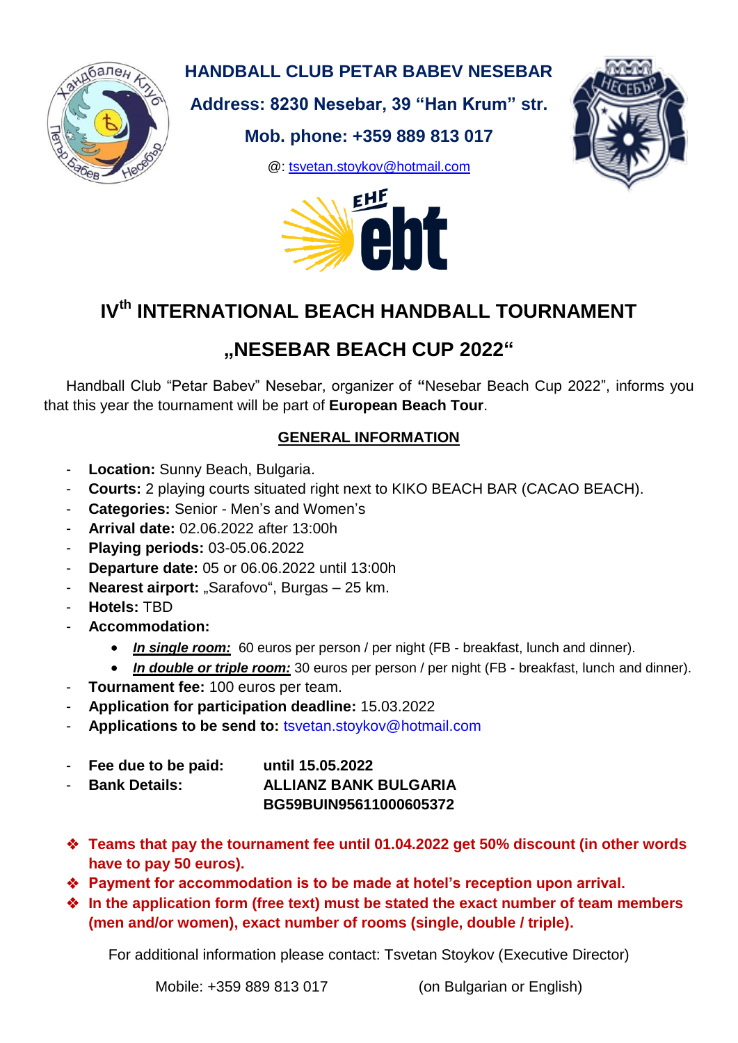**HANDBALL CLUB PETAR BABEV NESEBAR**

**Address: 8230 Nesebar, 39 "Han Krum" str.**

**Mob. phone: +359 889 813 017**

@: tsvetan.stoykov@hotmail.com

# IV$^{th}$ INTERNATIONAL BEACH HANDBALL TOURNAMENT

# „NESEBAR BEACH CUP 2022"

Handball Club "Petar Babev" Nesebar, organizer of **"**Nesebar Beach Cup 2022", informs you that this year the tournament will be part of **European Beach Tour**.

## GENERAL INFORMATION

- **Location:** Sunny Beach, Bulgaria.
- **Courts:** 2 playing courts situated right next to KIKO BEACH BAR (CACAO BEACH).
- **Categories:** Senior - Men's and Women's
- **Arrival date:** 02.06.2022 after 13:00h
- **Playing periods:** 03-05.06.2022
- **Departure date:** 05 or 06.06.2022 until 13:00h
- **Nearest airport:** „Sarafovo", Burgas – 25 km.
- **Hotels:** TBD
- **Accommodation:**
  - ***In single room:*** 60 euros per person / per night (FB - breakfast, lunch and dinner).
  - ***In double or triple room:*** 30 euros per person / per night (FB - breakfast, lunch and dinner).
- **Tournament fee:** 100 euros per team.
- **Application for participation deadline:** 15.03.2022
- **Applications to be send to:** tsvetan.stoykov@hotmail.com

- **Fee due to be paid:** **until 15.05.2022**
- **Bank Details:** **ALLIANZ BANK BULGARIA**
  **BG59BUIN95611000605372**

- **Teams that pay the tournament fee until 01.04.2022 get 50% discount (in other words have to pay 50 euros).**
- **Payment for accommodation is to be made at hotel's reception upon arrival.**
- **In the application form (free text) must be stated the exact number of team members (men and/or women), exact number of rooms (single, double / triple).**

For additional information please contact: Tsvetan Stoykov (Executive Director)

Mobile: +359 889 813 017 (on Bulgarian or English)